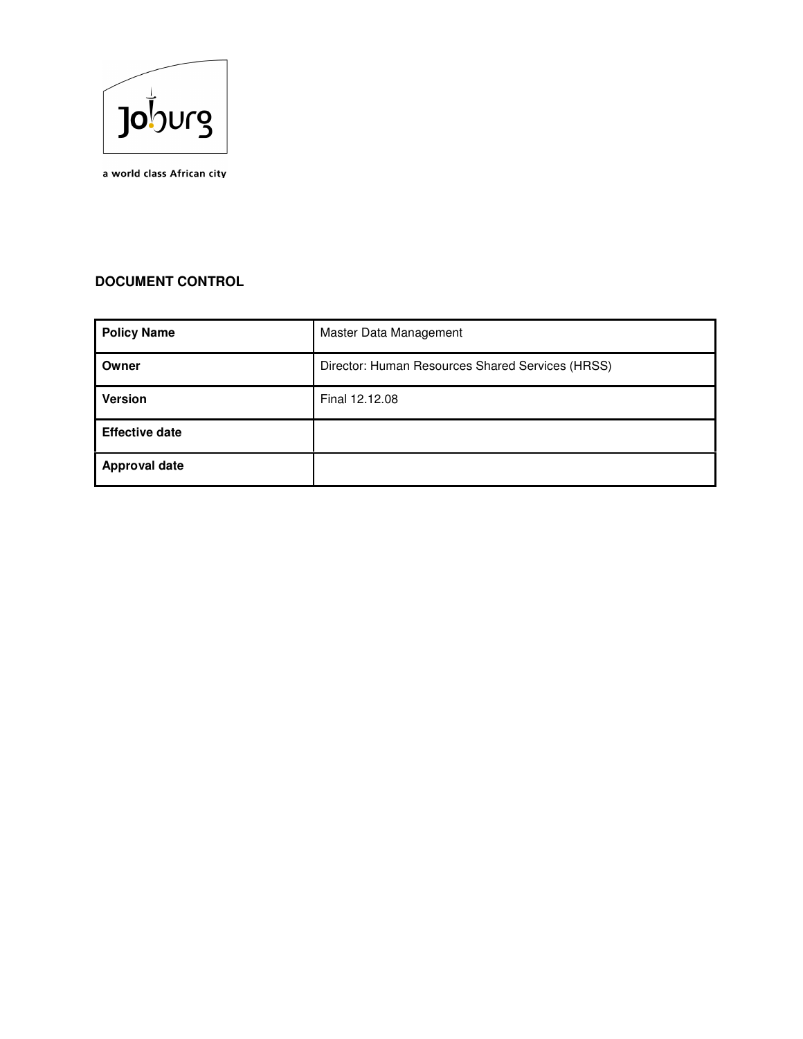Joburg

a world class African city

**DOCUMENT CONTROL**

| | |
|---|---|
| **Policy Name** | Master Data Management |
| **Owner** | Director: Human Resources Shared Services (HRSS) |
| **Version** | Final 12.12.08 |
| **Effective date** | |
| **Approval date** | |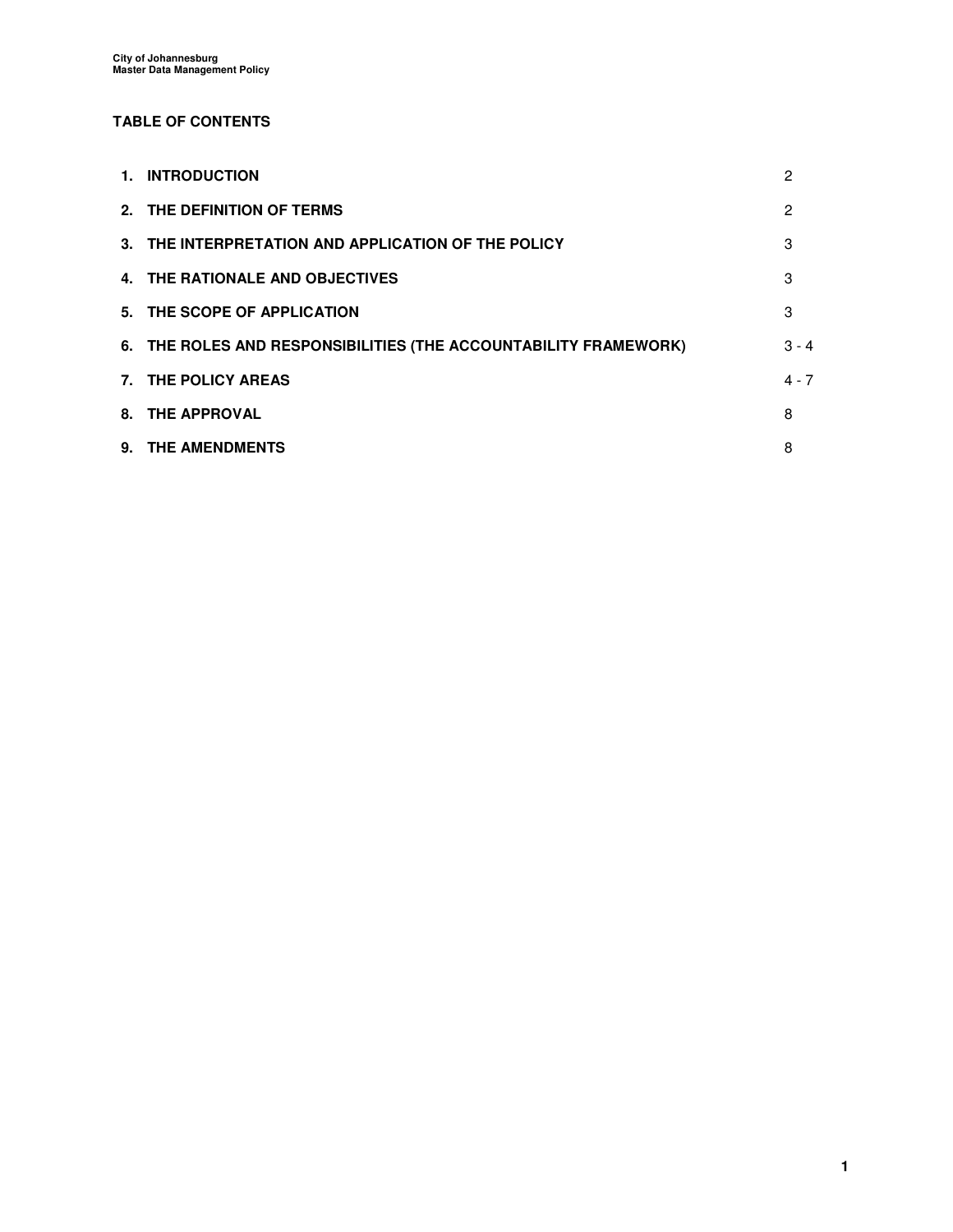## TABLE OF CONTENTS

| | | |
|---|---|---|
| 1. | **INTRODUCTION** | 2 |
| 2. | **THE DEFINITION OF TERMS** | 2 |
| 3. | **THE INTERPRETATION AND APPLICATION OF THE POLICY** | 3 |
| 4. | **THE RATIONALE AND OBJECTIVES** | 3 |
| 5. | **THE SCOPE OF APPLICATION** | 3 |
| 6. | **THE ROLES AND RESPONSIBILITIES (THE ACCOUNTABILITY FRAMEWORK)** | 3 - 4 |
| 7. | **THE POLICY AREAS** | 4 - 7 |
| 8. | **THE APPROVAL** | 8 |
| 9. | **THE AMENDMENTS** | 8 |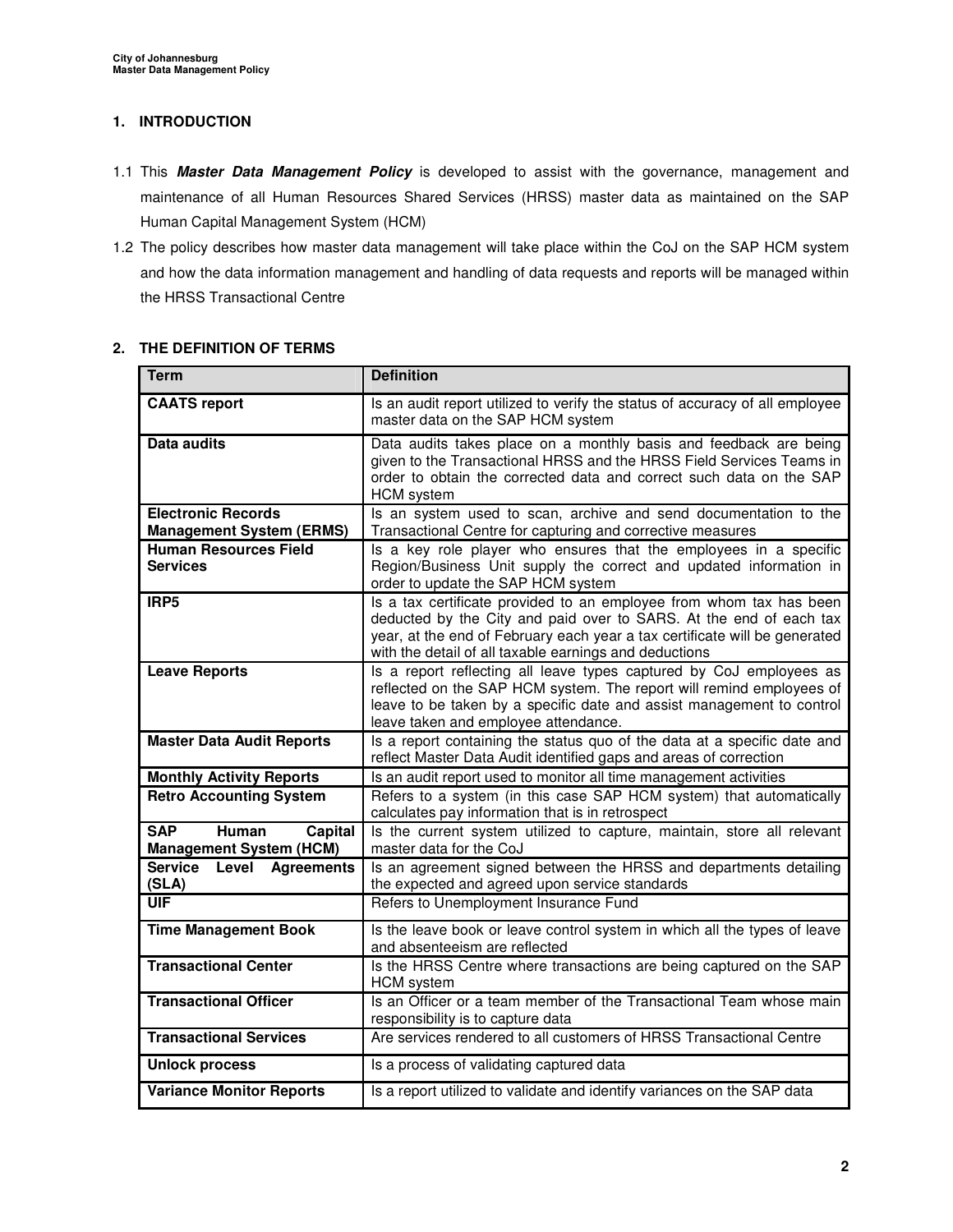## 1. INTRODUCTION

1.1 This ***Master Data Management Policy*** is developed to assist with the governance, management and maintenance of all Human Resources Shared Services (HRSS) master data as maintained on the SAP Human Capital Management System (HCM)

1.2 The policy describes how master data management will take place within the CoJ on the SAP HCM system and how the data information management and handling of data requests and reports will be managed within the HRSS Transactional Centre

## 2. THE DEFINITION OF TERMS

| Term | Definition |
|---|---|
| **CAATS report** | Is an audit report utilized to verify the status of accuracy of all employee master data on the SAP HCM system |
| **Data audits** | Data audits takes place on a monthly basis and feedback are being given to the Transactional HRSS and the HRSS Field Services Teams in order to obtain the corrected data and correct such data on the SAP HCM system |
| **Electronic Records Management System (ERMS)** | Is an system used to scan, archive and send documentation to the Transactional Centre for capturing and corrective measures |
| **Human Resources Field Services** | Is a key role player who ensures that the employees in a specific Region/Business Unit supply the correct and updated information in order to update the SAP HCM system |
| **IRP5** | Is a tax certificate provided to an employee from whom tax has been deducted by the City and paid over to SARS. At the end of each tax year, at the end of February each year a tax certificate will be generated with the detail of all taxable earnings and deductions |
| **Leave Reports** | Is a report reflecting all leave types captured by CoJ employees as reflected on the SAP HCM system. The report will remind employees of leave to be taken by a specific date and assist management to control leave taken and employee attendance. |
| **Master Data Audit Reports** | Is a report containing the status quo of the data at a specific date and reflect Master Data Audit identified gaps and areas of correction |
| **Monthly Activity Reports** | Is an audit report used to monitor all time management activities |
| **Retro Accounting System** | Refers to a system (in this case SAP HCM system) that automatically calculates pay information that is in retrospect |
| **SAP Human Capital Management System (HCM)** | Is the current system utilized to capture, maintain, store all relevant master data for the CoJ |
| **Service Level Agreements (SLA)** | Is an agreement signed between the HRSS and departments detailing the expected and agreed upon service standards |
| **UIF** | Refers to Unemployment Insurance Fund |
| **Time Management Book** | Is the leave book or leave control system in which all the types of leave and absenteeism are reflected |
| **Transactional Center** | Is the HRSS Centre where transactions are being captured on the SAP HCM system |
| **Transactional Officer** | Is an Officer or a team member of the Transactional Team whose main responsibility is to capture data |
| **Transactional Services** | Are services rendered to all customers of HRSS Transactional Centre |
| **Unlock process** | Is a process of validating captured data |
| **Variance Monitor Reports** | Is a report utilized to validate and identify variances on the SAP data |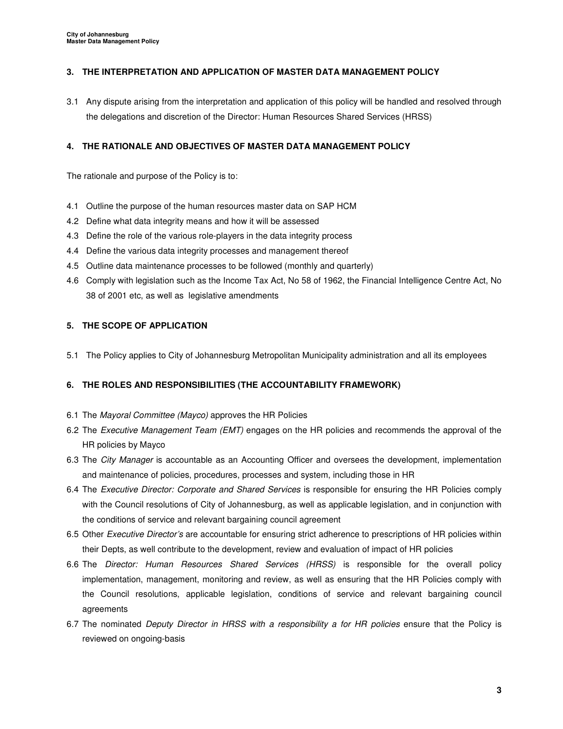## 3. THE INTERPRETATION AND APPLICATION OF MASTER DATA MANAGEMENT POLICY

3.1 Any dispute arising from the interpretation and application of this policy will be handled and resolved through the delegations and discretion of the Director: Human Resources Shared Services (HRSS)

## 4. THE RATIONALE AND OBJECTIVES OF MASTER DATA MANAGEMENT POLICY

The rationale and purpose of the Policy is to:

4.1 Outline the purpose of the human resources master data on SAP HCM

4.2 Define what data integrity means and how it will be assessed

4.3 Define the role of the various role-players in the data integrity process

4.4 Define the various data integrity processes and management thereof

4.5 Outline data maintenance processes to be followed (monthly and quarterly)

4.6 Comply with legislation such as the Income Tax Act, No 58 of 1962, the Financial Intelligence Centre Act, No 38 of 2001 etc, as well as legislative amendments

## 5. THE SCOPE OF APPLICATION

5.1 The Policy applies to City of Johannesburg Metropolitan Municipality administration and all its employees

## 6. THE ROLES AND RESPONSIBILITIES (THE ACCOUNTABILITY FRAMEWORK)

6.1 The *Mayoral Committee (Mayco)* approves the HR Policies

6.2 The *Executive Management Team (EMT)* engages on the HR policies and recommends the approval of the HR policies by Mayco

6.3 The *City Manager* is accountable as an Accounting Officer and oversees the development, implementation and maintenance of policies, procedures, processes and system, including those in HR

6.4 The *Executive Director: Corporate and Shared Services* is responsible for ensuring the HR Policies comply with the Council resolutions of City of Johannesburg, as well as applicable legislation, and in conjunction with the conditions of service and relevant bargaining council agreement

6.5 Other *Executive Director's* are accountable for ensuring strict adherence to prescriptions of HR policies within their Depts, as well contribute to the development, review and evaluation of impact of HR policies

6.6 The *Director: Human Resources Shared Services (HRSS)* is responsible for the overall policy implementation, management, monitoring and review, as well as ensuring that the HR Policies comply with the Council resolutions, applicable legislation, conditions of service and relevant bargaining council agreements

6.7 The nominated *Deputy Director in HRSS with a responsibility a for HR policies* ensure that the Policy is reviewed on ongoing-basis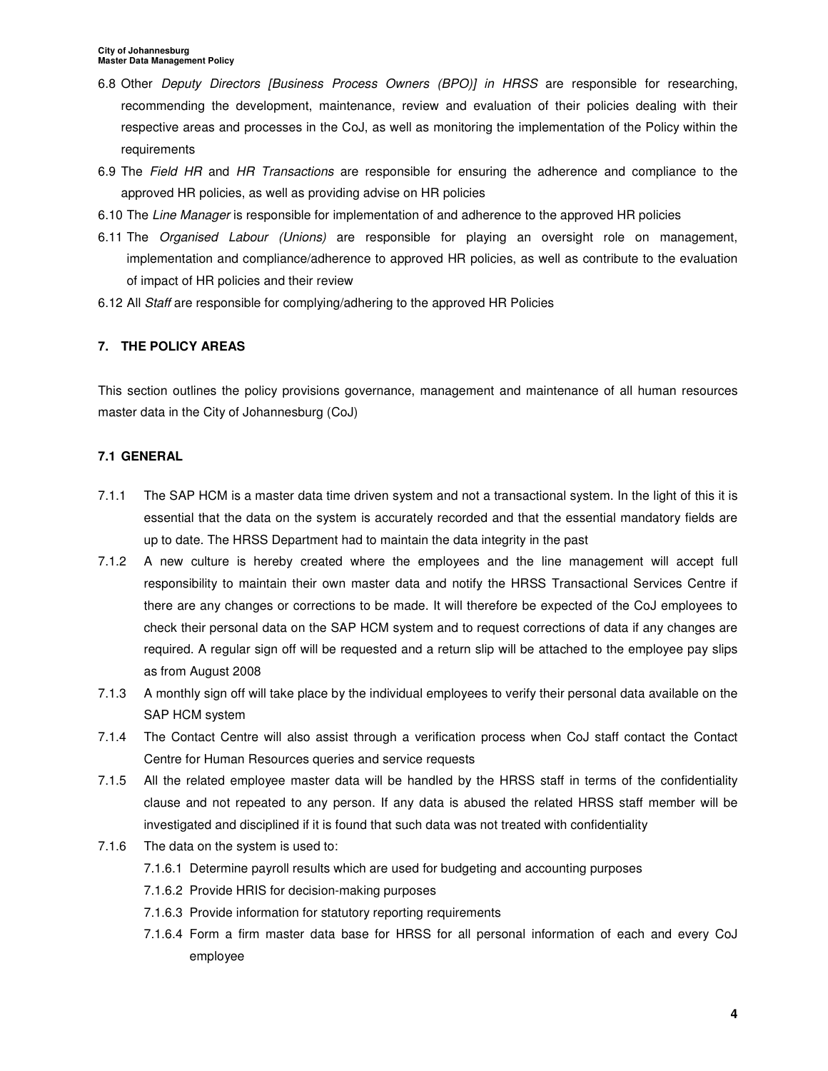6.8 Other *Deputy Directors [Business Process Owners (BPO)] in HRSS* are responsible for researching, recommending the development, maintenance, review and evaluation of their policies dealing with their respective areas and processes in the CoJ, as well as monitoring the implementation of the Policy within the requirements

6.9 The *Field HR* and *HR Transactions* are responsible for ensuring the adherence and compliance to the approved HR policies, as well as providing advise on HR policies

6.10 The *Line Manager* is responsible for implementation of and adherence to the approved HR policies

6.11 The *Organised Labour (Unions)* are responsible for playing an oversight role on management, implementation and compliance/adherence to approved HR policies, as well as contribute to the evaluation of impact of HR policies and their review

6.12 All *Staff* are responsible for complying/adhering to the approved HR Policies

## 7. THE POLICY AREAS

This section outlines the policy provisions governance, management and maintenance of all human resources master data in the City of Johannesburg (CoJ)

### 7.1 GENERAL

7.1.1 The SAP HCM is a master data time driven system and not a transactional system. In the light of this it is essential that the data on the system is accurately recorded and that the essential mandatory fields are up to date. The HRSS Department had to maintain the data integrity in the past

7.1.2 A new culture is hereby created where the employees and the line management will accept full responsibility to maintain their own master data and notify the HRSS Transactional Services Centre if there are any changes or corrections to be made. It will therefore be expected of the CoJ employees to check their personal data on the SAP HCM system and to request corrections of data if any changes are required. A regular sign off will be requested and a return slip will be attached to the employee pay slips as from August 2008

7.1.3 A monthly sign off will take place by the individual employees to verify their personal data available on the SAP HCM system

7.1.4 The Contact Centre will also assist through a verification process when CoJ staff contact the Contact Centre for Human Resources queries and service requests

7.1.5 All the related employee master data will be handled by the HRSS staff in terms of the confidentiality clause and not repeated to any person. If any data is abused the related HRSS staff member will be investigated and disciplined if it is found that such data was not treated with confidentiality

7.1.6 The data on the system is used to:

- 7.1.6.1 Determine payroll results which are used for budgeting and accounting purposes
- 7.1.6.2 Provide HRIS for decision-making purposes
- 7.1.6.3 Provide information for statutory reporting requirements
- 7.1.6.4 Form a firm master data base for HRSS for all personal information of each and every CoJ employee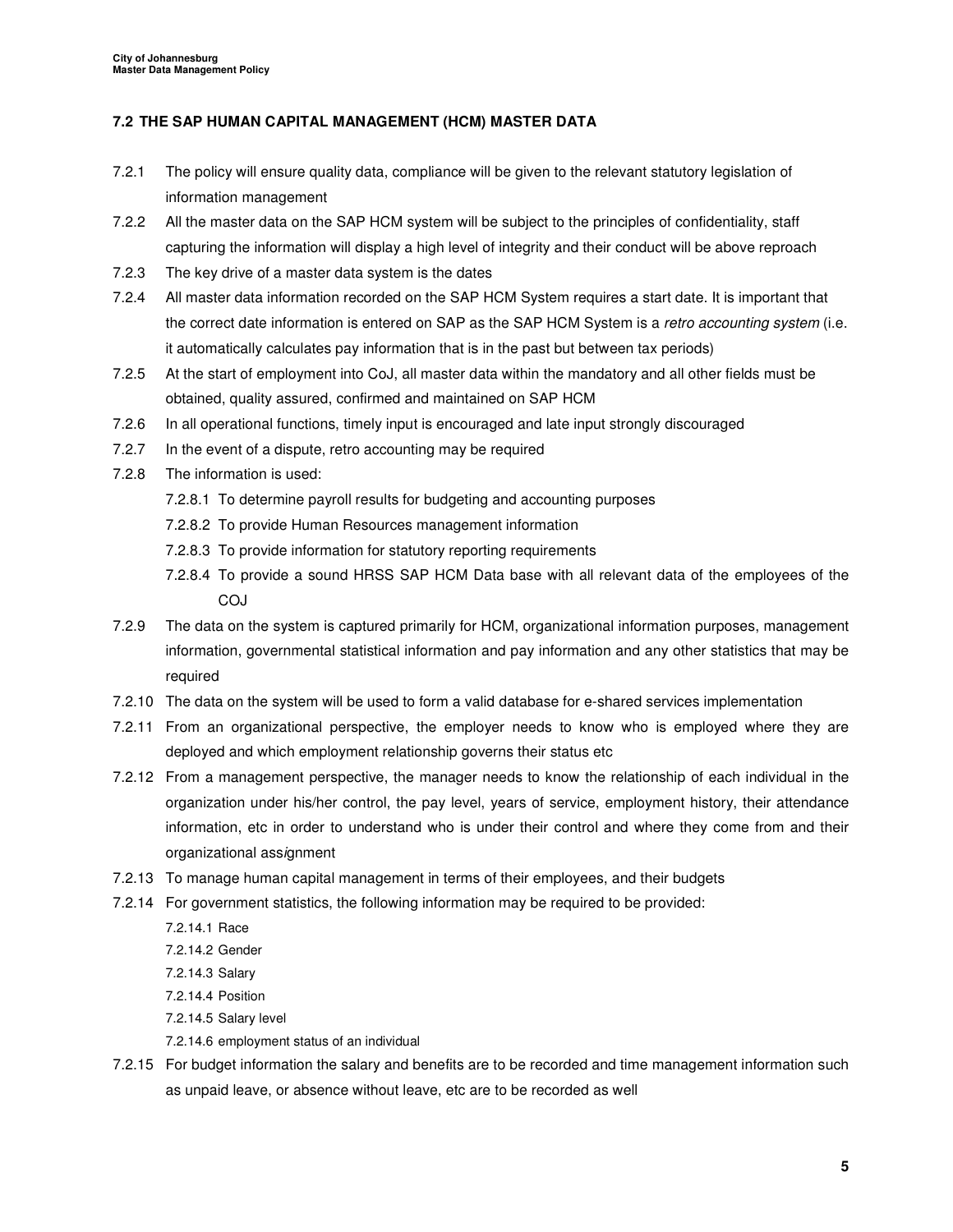### 7.2 THE SAP HUMAN CAPITAL MANAGEMENT (HCM) MASTER DATA

7.2.1 The policy will ensure quality data, compliance will be given to the relevant statutory legislation of information management

7.2.2 All the master data on the SAP HCM system will be subject to the principles of confidentiality, staff capturing the information will display a high level of integrity and their conduct will be above reproach

7.2.3 The key drive of a master data system is the dates

7.2.4 All master data information recorded on the SAP HCM System requires a start date. It is important that the correct date information is entered on SAP as the SAP HCM System is a *retro accounting system* (i.e. it automatically calculates pay information that is in the past but between tax periods)

7.2.5 At the start of employment into CoJ, all master data within the mandatory and all other fields must be obtained, quality assured, confirmed and maintained on SAP HCM

7.2.6 In all operational functions, timely input is encouraged and late input strongly discouraged

7.2.7 In the event of a dispute, retro accounting may be required

7.2.8 The information is used:

- 7.2.8.1 To determine payroll results for budgeting and accounting purposes
- 7.2.8.2 To provide Human Resources management information
- 7.2.8.3 To provide information for statutory reporting requirements
- 7.2.8.4 To provide a sound HRSS SAP HCM Data base with all relevant data of the employees of the COJ

7.2.9 The data on the system is captured primarily for HCM, organizational information purposes, management information, governmental statistical information and pay information and any other statistics that may be required

7.2.10 The data on the system will be used to form a valid database for e-shared services implementation

7.2.11 From an organizational perspective, the employer needs to know who is employed where they are deployed and which employment relationship governs their status etc

7.2.12 From a management perspective, the manager needs to know the relationship of each individual in the organization under his/her control, the pay level, years of service, employment history, their attendance information, etc in order to understand who is under their control and where they come from and their organizational assignment

7.2.13 To manage human capital management in terms of their employees, and their budgets

7.2.14 For government statistics, the following information may be required to be provided:

- 7.2.14.1 Race
- 7.2.14.2 Gender
- 7.2.14.3 Salary
- 7.2.14.4 Position
- 7.2.14.5 Salary level
- 7.2.14.6 employment status of an individual

7.2.15 For budget information the salary and benefits are to be recorded and time management information such as unpaid leave, or absence without leave, etc are to be recorded as well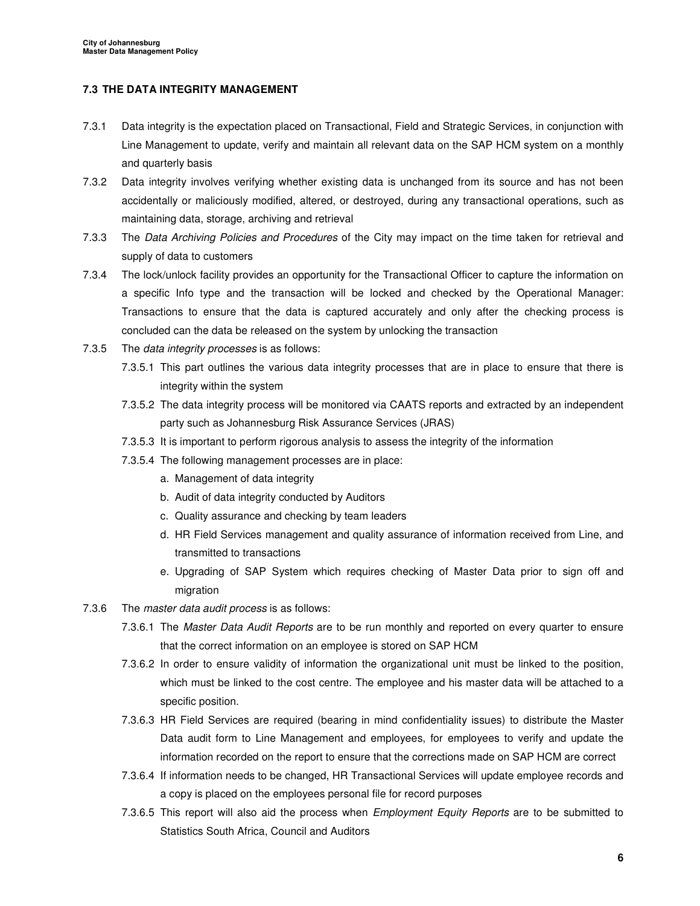### 7.3 THE DATA INTEGRITY MANAGEMENT

7.3.1 Data integrity is the expectation placed on Transactional, Field and Strategic Services, in conjunction with Line Management to update, verify and maintain all relevant data on the SAP HCM system on a monthly and quarterly basis

7.3.2 Data integrity involves verifying whether existing data is unchanged from its source and has not been accidentally or maliciously modified, altered, or destroyed, during any transactional operations, such as maintaining data, storage, archiving and retrieval

7.3.3 The *Data Archiving Policies and Procedures* of the City may impact on the time taken for retrieval and supply of data to customers

7.3.4 The lock/unlock facility provides an opportunity for the Transactional Officer to capture the information on a specific Info type and the transaction will be locked and checked by the Operational Manager: Transactions to ensure that the data is captured accurately and only after the checking process is concluded can the data be released on the system by unlocking the transaction

7.3.5 The *data integrity processes* is as follows:

- 7.3.5.1 This part outlines the various data integrity processes that are in place to ensure that there is integrity within the system
- 7.3.5.2 The data integrity process will be monitored via CAATS reports and extracted by an independent party such as Johannesburg Risk Assurance Services (JRAS)
- 7.3.5.3 It is important to perform rigorous analysis to assess the integrity of the information
- 7.3.5.4 The following management processes are in place:
  - a. Management of data integrity
  - b. Audit of data integrity conducted by Auditors
  - c. Quality assurance and checking by team leaders
  - d. HR Field Services management and quality assurance of information received from Line, and transmitted to transactions
  - e. Upgrading of SAP System which requires checking of Master Data prior to sign off and migration

7.3.6 The *master data audit process* is as follows:

- 7.3.6.1 The *Master Data Audit Reports* are to be run monthly and reported on every quarter to ensure that the correct information on an employee is stored on SAP HCM
- 7.3.6.2 In order to ensure validity of information the organizational unit must be linked to the position, which must be linked to the cost centre. The employee and his master data will be attached to a specific position.
- 7.3.6.3 HR Field Services are required (bearing in mind confidentiality issues) to distribute the Master Data audit form to Line Management and employees, for employees to verify and update the information recorded on the report to ensure that the corrections made on SAP HCM are correct
- 7.3.6.4 If information needs to be changed, HR Transactional Services will update employee records and a copy is placed on the employees personal file for record purposes
- 7.3.6.5 This report will also aid the process when *Employment Equity Reports* are to be submitted to Statistics South Africa, Council and Auditors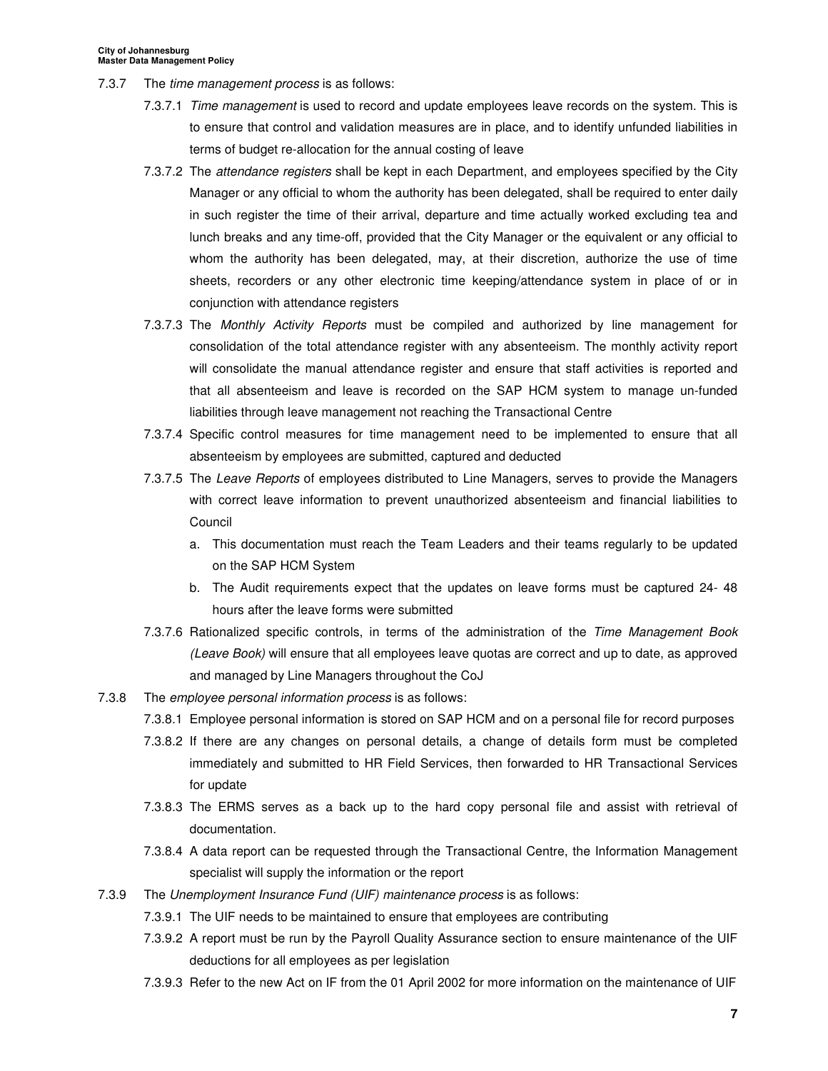7.3.7 The *time management process* is as follows:

7.3.7.1 *Time management* is used to record and update employees leave records on the system. This is to ensure that control and validation measures are in place, and to identify unfunded liabilities in terms of budget re-allocation for the annual costing of leave

7.3.7.2 The *attendance registers* shall be kept in each Department, and employees specified by the City Manager or any official to whom the authority has been delegated, shall be required to enter daily in such register the time of their arrival, departure and time actually worked excluding tea and lunch breaks and any time-off, provided that the City Manager or the equivalent or any official to whom the authority has been delegated, may, at their discretion, authorize the use of time sheets, recorders or any other electronic time keeping/attendance system in place of or in conjunction with attendance registers

7.3.7.3 The *Monthly Activity Reports* must be compiled and authorized by line management for consolidation of the total attendance register with any absenteeism. The monthly activity report will consolidate the manual attendance register and ensure that staff activities is reported and that all absenteeism and leave is recorded on the SAP HCM system to manage un-funded liabilities through leave management not reaching the Transactional Centre

7.3.7.4 Specific control measures for time management need to be implemented to ensure that all absenteeism by employees are submitted, captured and deducted

7.3.7.5 The *Leave Reports* of employees distributed to Line Managers, serves to provide the Managers with correct leave information to prevent unauthorized absenteeism and financial liabilities to Council

a. This documentation must reach the Team Leaders and their teams regularly to be updated on the SAP HCM System

b. The Audit requirements expect that the updates on leave forms must be captured 24- 48 hours after the leave forms were submitted

7.3.7.6 Rationalized specific controls, in terms of the administration of the *Time Management Book (Leave Book)* will ensure that all employees leave quotas are correct and up to date, as approved and managed by Line Managers throughout the CoJ

7.3.8 The *employee personal information process* is as follows:

7.3.8.1 Employee personal information is stored on SAP HCM and on a personal file for record purposes

7.3.8.2 If there are any changes on personal details, a change of details form must be completed immediately and submitted to HR Field Services, then forwarded to HR Transactional Services for update

7.3.8.3 The ERMS serves as a back up to the hard copy personal file and assist with retrieval of documentation.

7.3.8.4 A data report can be requested through the Transactional Centre, the Information Management specialist will supply the information or the report

7.3.9 The *Unemployment Insurance Fund (UIF) maintenance process* is as follows:

7.3.9.1 The UIF needs to be maintained to ensure that employees are contributing

7.3.9.2 A report must be run by the Payroll Quality Assurance section to ensure maintenance of the UIF deductions for all employees as per legislation

7.3.9.3 Refer to the new Act on IF from the 01 April 2002 for more information on the maintenance of UIF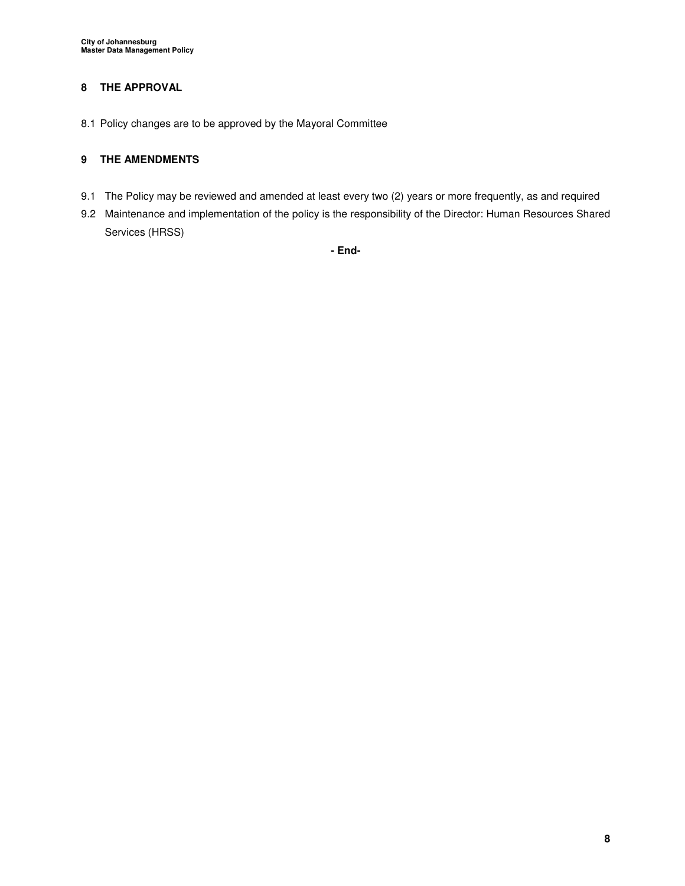## 8 THE APPROVAL

8.1 Policy changes are to be approved by the Mayoral Committee

## 9 THE AMENDMENTS

9.1 The Policy may be reviewed and amended at least every two (2) years or more frequently, as and required

9.2 Maintenance and implementation of the policy is the responsibility of the Director: Human Resources Shared Services (HRSS)

**- End-**